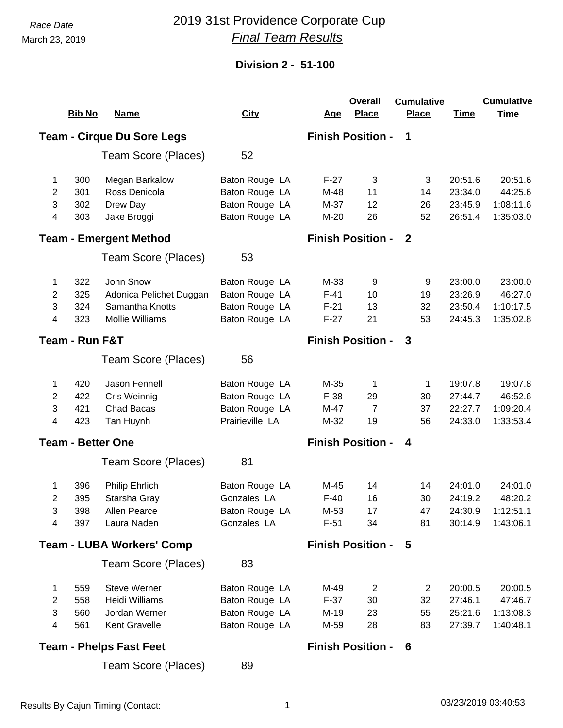*Race Date*

March 23, 2019

# 2019 31st Providence Corporate Cup

## *Final Team Results*

### Division 2 - 51-100

**Team - Cirque Du Sore Legs** — **Finish Position - 1**

Team Score (Places) 52

| | Bib No | Name | City | Age | Overall Place | Cumulative Place | Time | Cumulative Time |
|---|---|---|---|---|---|---|---|---|
| 1 | 300 | Megan Barkalow | Baton Rouge LA | F-27 | 3 | 3 | 20:51.6 | 20:51.6 |
| 2 | 301 | Ross Denicola | Baton Rouge LA | M-48 | 11 | 14 | 23:34.0 | 44:25.6 |
| 3 | 302 | Drew Day | Baton Rouge LA | M-37 | 12 | 26 | 23:45.9 | 1:08:11.6 |
| 4 | 303 | Jake Broggi | Baton Rouge LA | M-20 | 26 | 52 | 26:51.4 | 1:35:03.0 |

**Team - Emergent Method** — **Finish Position - 2**

Team Score (Places) 53

| | Bib No | Name | City | Age | Overall Place | Cumulative Place | Time | Cumulative Time |
|---|---|---|---|---|---|---|---|---|
| 1 | 322 | John Snow | Baton Rouge LA | M-33 | 9 | 9 | 23:00.0 | 23:00.0 |
| 2 | 325 | Adonica Pelichet Duggan | Baton Rouge LA | F-41 | 10 | 19 | 23:26.9 | 46:27.0 |
| 3 | 324 | Samantha Knotts | Baton Rouge LA | F-21 | 13 | 32 | 23:50.4 | 1:10:17.5 |
| 4 | 323 | Mollie Williams | Baton Rouge LA | F-27 | 21 | 53 | 24:45.3 | 1:35:02.8 |

**Team - Run F&T** — **Finish Position - 3**

Team Score (Places) 56

| | Bib No | Name | City | Age | Overall Place | Cumulative Place | Time | Cumulative Time |
|---|---|---|---|---|---|---|---|---|
| 1 | 420 | Jason Fennell | Baton Rouge LA | M-35 | 1 | 1 | 19:07.8 | 19:07.8 |
| 2 | 422 | Cris Weinnig | Baton Rouge LA | F-38 | 29 | 30 | 27:44.7 | 46:52.6 |
| 3 | 421 | Chad Bacas | Baton Rouge LA | M-47 | 7 | 37 | 22:27.7 | 1:09:20.4 |
| 4 | 423 | Tan Huynh | Prairieville LA | M-32 | 19 | 56 | 24:33.0 | 1:33:53.4 |

**Team - Better One** — **Finish Position - 4**

Team Score (Places) 81

| | Bib No | Name | City | Age | Overall Place | Cumulative Place | Time | Cumulative Time |
|---|---|---|---|---|---|---|---|---|
| 1 | 396 | Philip Ehrlich | Baton Rouge LA | M-45 | 14 | 14 | 24:01.0 | 24:01.0 |
| 2 | 395 | Starsha Gray | Gonzales LA | F-40 | 16 | 30 | 24:19.2 | 48:20.2 |
| 3 | 398 | Allen Pearce | Baton Rouge LA | M-53 | 17 | 47 | 24:30.9 | 1:12:51.1 |
| 4 | 397 | Laura Naden | Gonzales LA | F-51 | 34 | 81 | 30:14.9 | 1:43:06.1 |

**Team - LUBA Workers' Comp** — **Finish Position - 5**

Team Score (Places) 83

| | Bib No | Name | City | Age | Overall Place | Cumulative Place | Time | Cumulative Time |
|---|---|---|---|---|---|---|---|---|
| 1 | 559 | Steve Werner | Baton Rouge LA | M-49 | 2 | 2 | 20:00.5 | 20:00.5 |
| 2 | 558 | Heidi Williams | Baton Rouge LA | F-37 | 30 | 32 | 27:46.1 | 47:46.7 |
| 3 | 560 | Jordan Werner | Baton Rouge LA | M-19 | 23 | 55 | 25:21.6 | 1:13:08.3 |
| 4 | 561 | Kent Gravelle | Baton Rouge LA | M-59 | 28 | 83 | 27:39.7 | 1:40:48.1 |

**Team - Phelps Fast Feet** — **Finish Position - 6**

Team Score (Places) 89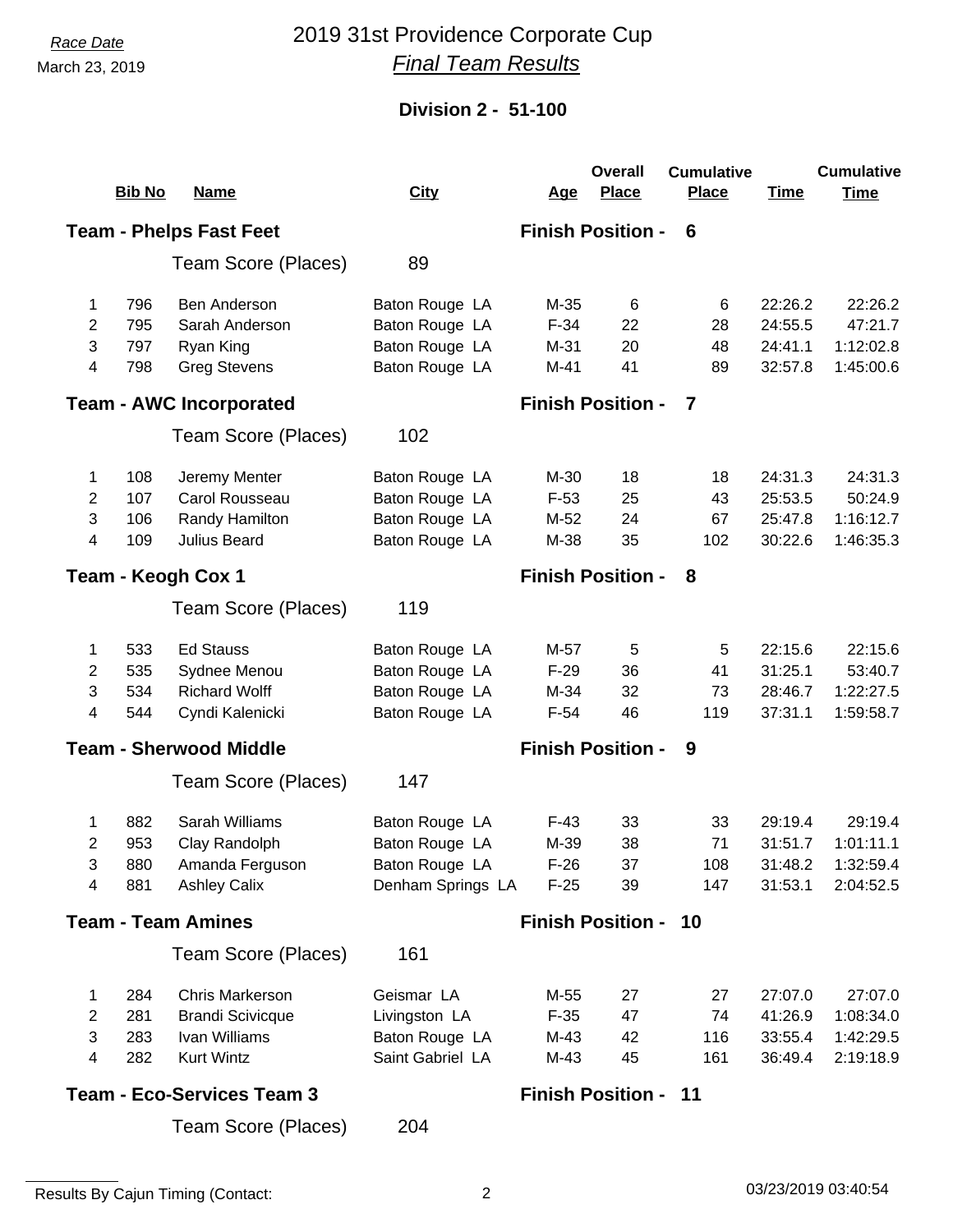*Race Date*
March 23, 2019

# 2019 31st Providence Corporate Cup
## *Final Team Results*

### Division 2 - 51-100

| | Bib No | Name | City | Age | Overall Place | Cumulative Place | Time | Cumulative Time |
|---|---|---|---|---|---|---|---|---|
| **Team - Phelps Fast Feet** | | | | **Finish Position - 6** | | | | |
| | | Team Score (Places) | 89 | | | | | |
| 1 | 796 | Ben Anderson | Baton Rouge LA | M-35 | 6 | 6 | 22:26.2 | 22:26.2 |
| 2 | 795 | Sarah Anderson | Baton Rouge LA | F-34 | 22 | 28 | 24:55.5 | 47:21.7 |
| 3 | 797 | Ryan King | Baton Rouge LA | M-31 | 20 | 48 | 24:41.1 | 1:12:02.8 |
| 4 | 798 | Greg Stevens | Baton Rouge LA | M-41 | 41 | 89 | 32:57.8 | 1:45:00.6 |
| **Team - AWC Incorporated** | | | | **Finish Position - 7** | | | | |
| | | Team Score (Places) | 102 | | | | | |
| 1 | 108 | Jeremy Menter | Baton Rouge LA | M-30 | 18 | 18 | 24:31.3 | 24:31.3 |
| 2 | 107 | Carol Rousseau | Baton Rouge LA | F-53 | 25 | 43 | 25:53.5 | 50:24.9 |
| 3 | 106 | Randy Hamilton | Baton Rouge LA | M-52 | 24 | 67 | 25:47.8 | 1:16:12.7 |
| 4 | 109 | Julius Beard | Baton Rouge LA | M-38 | 35 | 102 | 30:22.6 | 1:46:35.3 |
| **Team - Keogh Cox 1** | | | | **Finish Position - 8** | | | | |
| | | Team Score (Places) | 119 | | | | | |
| 1 | 533 | Ed Stauss | Baton Rouge LA | M-57 | 5 | 5 | 22:15.6 | 22:15.6 |
| 2 | 535 | Sydnee Menou | Baton Rouge LA | F-29 | 36 | 41 | 31:25.1 | 53:40.7 |
| 3 | 534 | Richard Wolff | Baton Rouge LA | M-34 | 32 | 73 | 28:46.7 | 1:22:27.5 |
| 4 | 544 | Cyndi Kalenicki | Baton Rouge LA | F-54 | 46 | 119 | 37:31.1 | 1:59:58.7 |
| **Team - Sherwood Middle** | | | | **Finish Position - 9** | | | | |
| | | Team Score (Places) | 147 | | | | | |
| 1 | 882 | Sarah Williams | Baton Rouge LA | F-43 | 33 | 33 | 29:19.4 | 29:19.4 |
| 2 | 953 | Clay Randolph | Baton Rouge LA | M-39 | 38 | 71 | 31:51.7 | 1:01:11.1 |
| 3 | 880 | Amanda Ferguson | Baton Rouge LA | F-26 | 37 | 108 | 31:48.2 | 1:32:59.4 |
| 4 | 881 | Ashley Calix | Denham Springs LA | F-25 | 39 | 147 | 31:53.1 | 2:04:52.5 |
| **Team - Team Amines** | | | | **Finish Position - 10** | | | | |
| | | Team Score (Places) | 161 | | | | | |
| 1 | 284 | Chris Markerson | Geismar LA | M-55 | 27 | 27 | 27:07.0 | 27:07.0 |
| 2 | 281 | Brandi Scivicque | Livingston LA | F-35 | 47 | 74 | 41:26.9 | 1:08:34.0 |
| 3 | 283 | Ivan Williams | Baton Rouge LA | M-43 | 42 | 116 | 33:55.4 | 1:42:29.5 |
| 4 | 282 | Kurt Wintz | Saint Gabriel LA | M-43 | 45 | 161 | 36:49.4 | 2:19:18.9 |
| **Team - Eco-Services Team 3** | | | | **Finish Position - 11** | | | | |
| | | Team Score (Places) | 204 | | | | | |

Results By Cajun Timing (Contact:

03/23/2019 03:40:54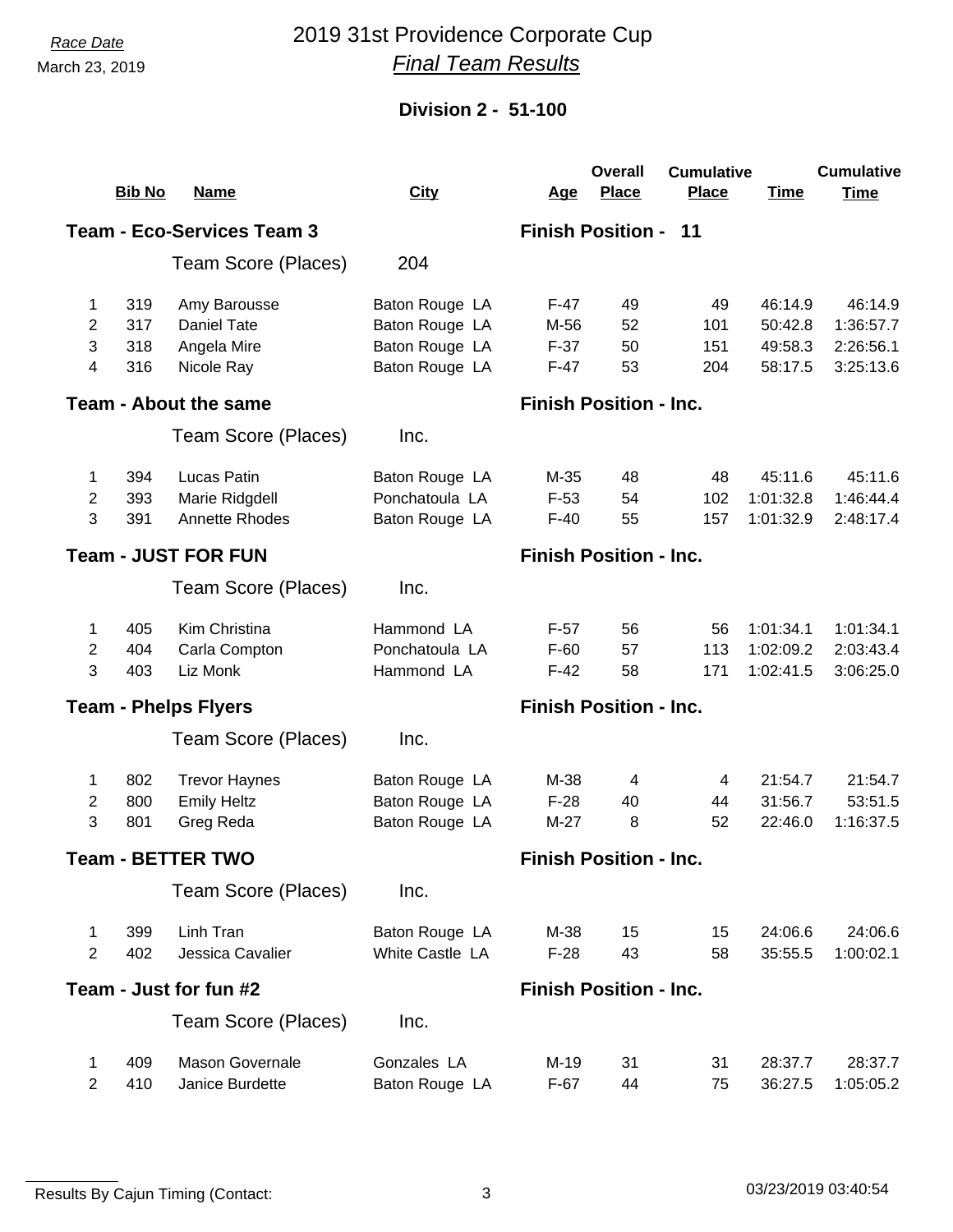Race Date

March 23, 2019

# 2019 31st Providence Corporate Cup
## *Final Team Results*

### Division 2 - 51-100

| | Bib No | Name | City | Age | Overall Place | Cumulative Place | Time | Cumulative Time |
|---|---|---|---|---|---|---|---|---|
| **Team - Eco-Services Team 3** | | | | **Finish Position - 11** | | | | |
| | | Team Score (Places) | 204 | | | | | |
| 1 | 319 | Amy Barousse | Baton Rouge LA | F-47 | 49 | 49 | 46:14.9 | 46:14.9 |
| 2 | 317 | Daniel Tate | Baton Rouge LA | M-56 | 52 | 101 | 50:42.8 | 1:36:57.7 |
| 3 | 318 | Angela Mire | Baton Rouge LA | F-37 | 50 | 151 | 49:58.3 | 2:26:56.1 |
| 4 | 316 | Nicole Ray | Baton Rouge LA | F-47 | 53 | 204 | 58:17.5 | 3:25:13.6 |
| **Team - About the same** | | | | **Finish Position - Inc.** | | | | |
| | | Team Score (Places) | Inc. | | | | | |
| 1 | 394 | Lucas Patin | Baton Rouge LA | M-35 | 48 | 48 | 45:11.6 | 45:11.6 |
| 2 | 393 | Marie Ridgdell | Ponchatoula LA | F-53 | 54 | 102 | 1:01:32.8 | 1:46:44.4 |
| 3 | 391 | Annette Rhodes | Baton Rouge LA | F-40 | 55 | 157 | 1:01:32.9 | 2:48:17.4 |
| **Team - JUST FOR FUN** | | | | **Finish Position - Inc.** | | | | |
| | | Team Score (Places) | Inc. | | | | | |
| 1 | 405 | Kim Christina | Hammond LA | F-57 | 56 | 56 | 1:01:34.1 | 1:01:34.1 |
| 2 | 404 | Carla Compton | Ponchatoula LA | F-60 | 57 | 113 | 1:02:09.2 | 2:03:43.4 |
| 3 | 403 | Liz Monk | Hammond LA | F-42 | 58 | 171 | 1:02:41.5 | 3:06:25.0 |
| **Team - Phelps Flyers** | | | | **Finish Position - Inc.** | | | | |
| | | Team Score (Places) | Inc. | | | | | |
| 1 | 802 | Trevor Haynes | Baton Rouge LA | M-38 | 4 | 4 | 21:54.7 | 21:54.7 |
| 2 | 800 | Emily Heltz | Baton Rouge LA | F-28 | 40 | 44 | 31:56.7 | 53:51.5 |
| 3 | 801 | Greg Reda | Baton Rouge LA | M-27 | 8 | 52 | 22:46.0 | 1:16:37.5 |
| **Team - BETTER TWO** | | | | **Finish Position - Inc.** | | | | |
| | | Team Score (Places) | Inc. | | | | | |
| 1 | 399 | Linh Tran | Baton Rouge LA | M-38 | 15 | 15 | 24:06.6 | 24:06.6 |
| 2 | 402 | Jessica Cavalier | White Castle LA | F-28 | 43 | 58 | 35:55.5 | 1:00:02.1 |
| **Team - Just for fun #2** | | | | **Finish Position - Inc.** | | | | |
| | | Team Score (Places) | Inc. | | | | | |
| 1 | 409 | Mason Governale | Gonzales LA | M-19 | 31 | 31 | 28:37.7 | 28:37.7 |
| 2 | 410 | Janice Burdette | Baton Rouge LA | F-67 | 44 | 75 | 36:27.5 | 1:05:05.2 |

Results By Cajun Timing (Contact:

03/23/2019 03:40:54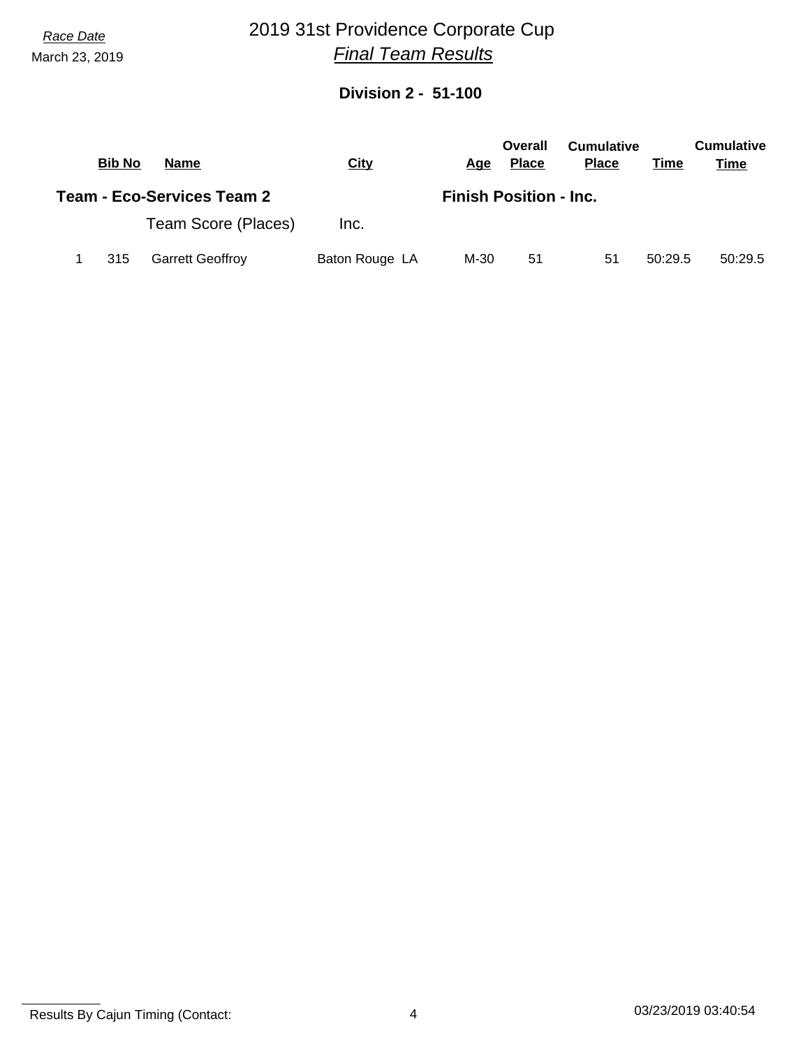*Race Date*
March 23, 2019

# 2019 31st Providence Corporate Cup
## *Final Team Results*

### Division 2 - 51-100

| | Bib No | Name | City | Age | Overall Place | Cumulative Place | Time | Cumulative Time |
|---|---|---|---|---|---|---|---|---|
| **Team - Eco-Services Team 2** | | | | **Finish Position - Inc.** | | | | |
| | | Team Score (Places) | Inc. | | | | | |
| 1 | 315 | Garrett Geoffroy | Baton Rouge LA | M-30 | 51 | 51 | 50:29.5 | 50:29.5 |

Results By Cajun Timing (Contact:

03/23/2019 03:40:54